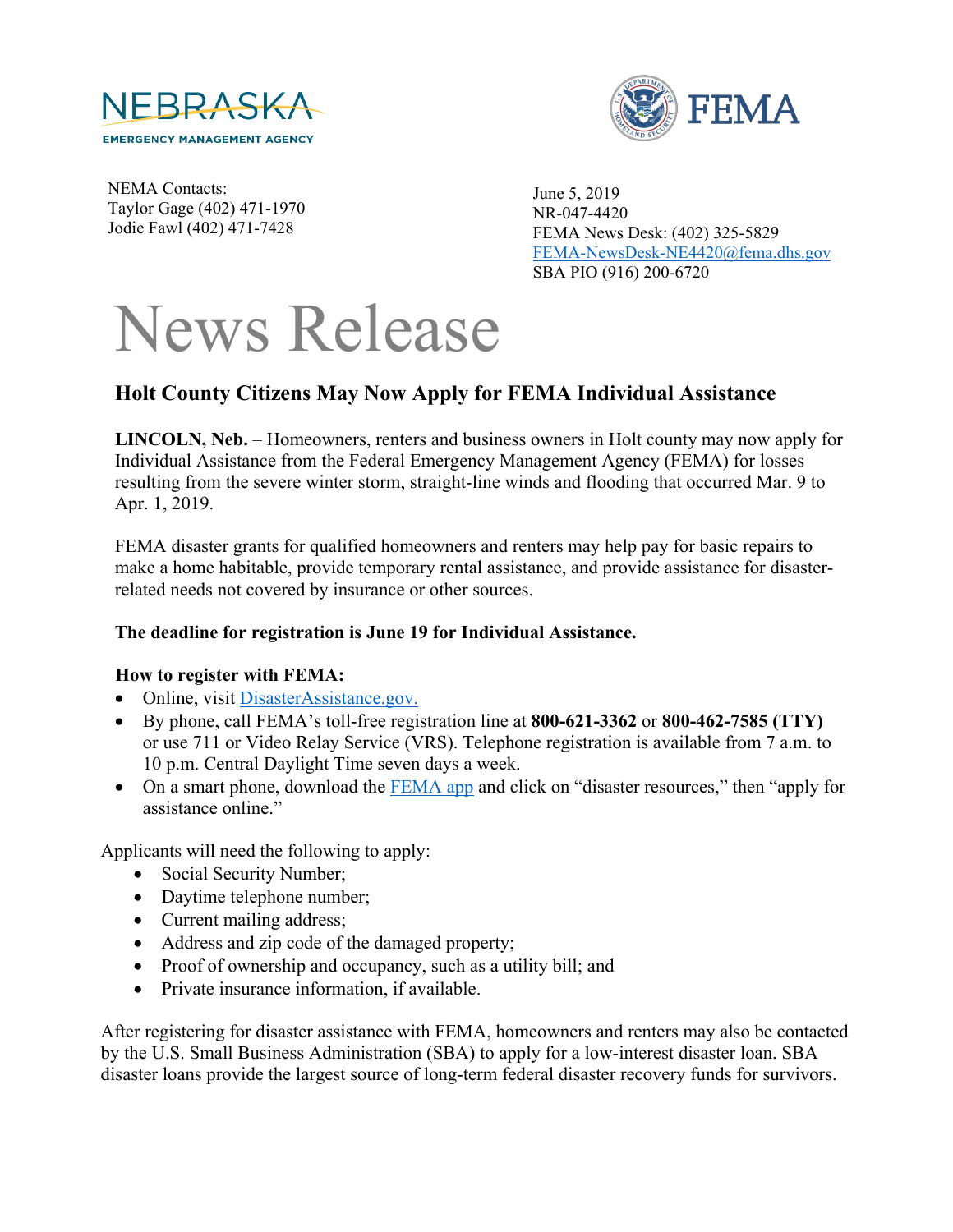NEBRASKA
EMERGENCY MANAGEMENT AGENCY

FEMA

NEMA Contacts:
Taylor Gage (402) 471-1970
Jodie Fawl (402) 471-7428

June 5, 2019
NR-047-4420
FEMA News Desk: (402) 325-5829
FEMA-NewsDesk-NE4420@fema.dhs.gov
SBA PIO (916) 200-6720

# News Release

## Holt County Citizens May Now Apply for FEMA Individual Assistance

**LINCOLN, Neb.** – Homeowners, renters and business owners in Holt county may now apply for Individual Assistance from the Federal Emergency Management Agency (FEMA) for losses resulting from the severe winter storm, straight-line winds and flooding that occurred Mar. 9 to Apr. 1, 2019.

FEMA disaster grants for qualified homeowners and renters may help pay for basic repairs to make a home habitable, provide temporary rental assistance, and provide assistance for disaster-related needs not covered by insurance or other sources.

**The deadline for registration is June 19 for Individual Assistance.**

**How to register with FEMA:**

- Online, visit DisasterAssistance.gov.
- By phone, call FEMA's toll-free registration line at **800-621-3362** or **800-462-7585 (TTY)** or use 711 or Video Relay Service (VRS). Telephone registration is available from 7 a.m. to 10 p.m. Central Daylight Time seven days a week.
- On a smart phone, download the FEMA app and click on "disaster resources," then "apply for assistance online."

Applicants will need the following to apply:

- Social Security Number;
- Daytime telephone number;
- Current mailing address;
- Address and zip code of the damaged property;
- Proof of ownership and occupancy, such as a utility bill; and
- Private insurance information, if available.

After registering for disaster assistance with FEMA, homeowners and renters may also be contacted by the U.S. Small Business Administration (SBA) to apply for a low-interest disaster loan. SBA disaster loans provide the largest source of long-term federal disaster recovery funds for survivors.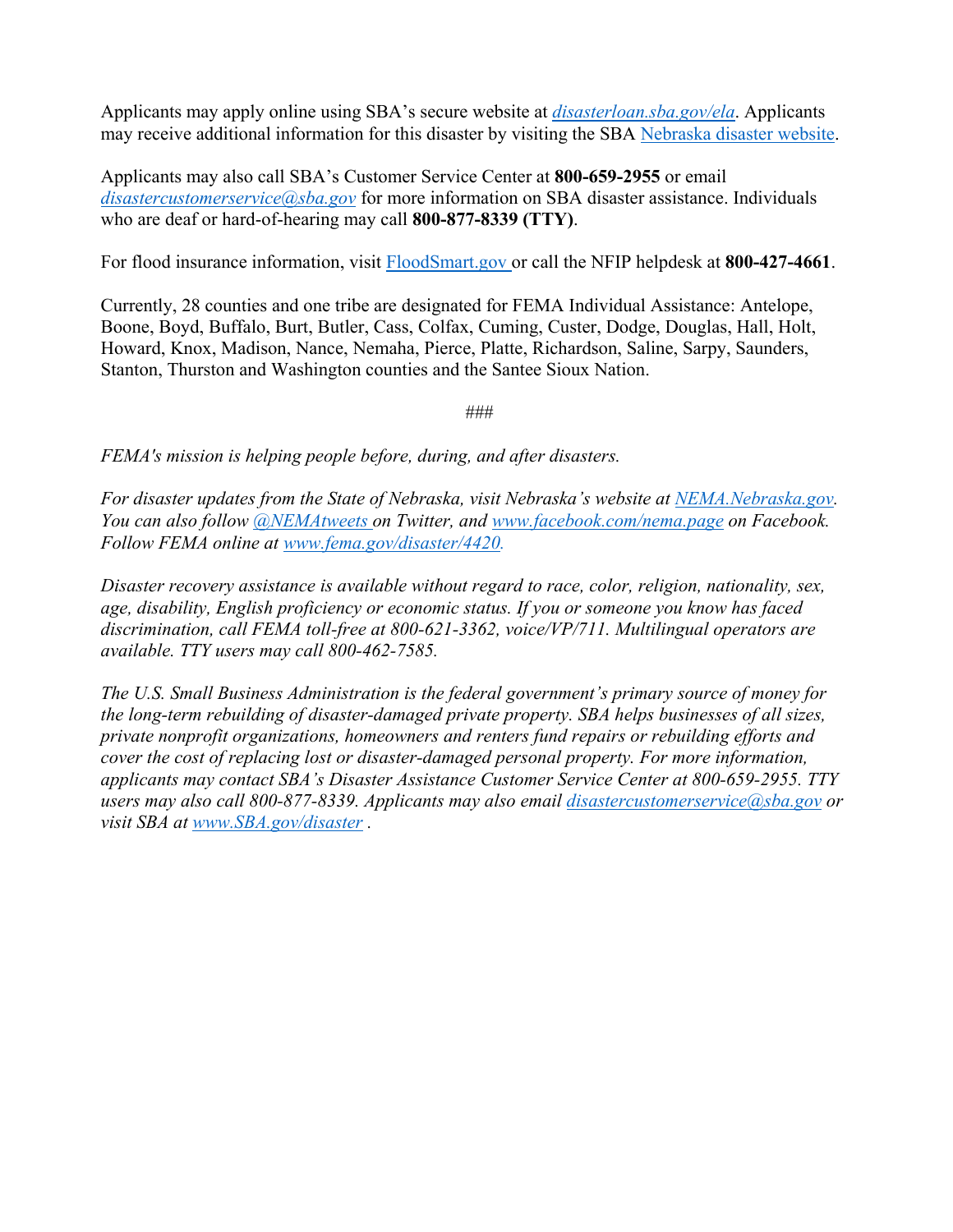Applicants may apply online using SBA's secure website at *[disasterloan.sba.gov/ela](disasterloan.sba.gov/ela)*. Applicants may receive additional information for this disaster by visiting the SBA [Nebraska disaster website](#).

Applicants may also call SBA's Customer Service Center at **800-659-2955** or email *[disastercustomerservice@sba.gov](mailto:disastercustomerservice@sba.gov)* for more information on SBA disaster assistance. Individuals who are deaf or hard-of-hearing may call **800-877-8339 (TTY)**.

For flood insurance information, visit [FloodSmart.gov](FloodSmart.gov) or call the NFIP helpdesk at **800-427-4661**.

Currently, 28 counties and one tribe are designated for FEMA Individual Assistance: Antelope, Boone, Boyd, Buffalo, Burt, Butler, Cass, Colfax, Cuming, Custer, Dodge, Douglas, Hall, Holt, Howard, Knox, Madison, Nance, Nemaha, Pierce, Platte, Richardson, Saline, Sarpy, Saunders, Stanton, Thurston and Washington counties and the Santee Sioux Nation.

###

*FEMA's mission is helping people before, during, and after disasters.*

*For disaster updates from the State of Nebraska, visit Nebraska's website at [NEMA.Nebraska.gov](NEMA.Nebraska.gov). You can also follow [@NEMAtweets](#) on Twitter, and [www.facebook.com/nema.page](www.facebook.com/nema.page) on Facebook. Follow FEMA online at [www.fema.gov/disaster/4420](www.fema.gov/disaster/4420).*

*Disaster recovery assistance is available without regard to race, color, religion, nationality, sex, age, disability, English proficiency or economic status. If you or someone you know has faced discrimination, call FEMA toll-free at 800-621-3362, voice/VP/711. Multilingual operators are available. TTY users may call 800-462-7585.*

*The U.S. Small Business Administration is the federal government's primary source of money for the long-term rebuilding of disaster-damaged private property. SBA helps businesses of all sizes, private nonprofit organizations, homeowners and renters fund repairs or rebuilding efforts and cover the cost of replacing lost or disaster-damaged personal property. For more information, applicants may contact SBA's Disaster Assistance Customer Service Center at 800-659-2955. TTY users may also call 800-877-8339. Applicants may also email [disastercustomerservice@sba.gov](mailto:disastercustomerservice@sba.gov) or visit SBA at [www.SBA.gov/disaster](www.SBA.gov/disaster) .*